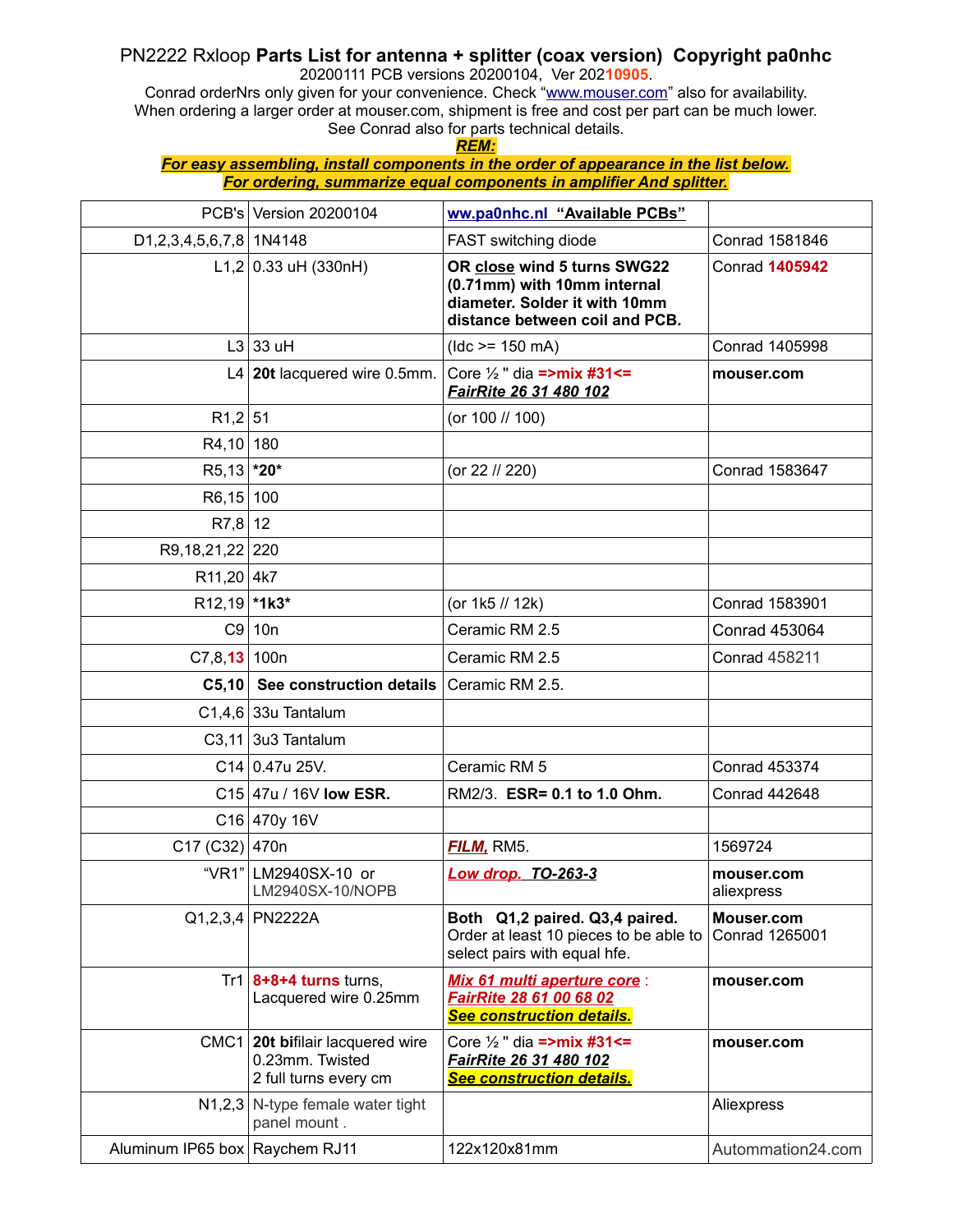# PN2222 Rxloop **Parts List for antenna + splitter (coax version) Copyright pa0nhc**

20200111 PCB versions 20200104, Ver 20210905.
Conrad orderNrs only given for your convenience. Check "www.mouser.com" also for availability.
When ordering a larger order at mouser.com, shipment is free and cost per part can be much lower.
See Conrad also for parts technical details.

***REM:***
***For easy assembling, install components in the order of appearance in the list below.***
***For ordering, summarize equal components in amplifier And splitter.***

| | | | |
|---|---|---|---|
| PCB's | Version 20200104 | **ww.pa0nhc.nl "Available PCBs"** | |
| D1,2,3,4,5,6,7,8 | 1N4148 | FAST switching diode | Conrad 1581846 |
| L1,2 | 0.33 uH (330nH) | **OR close wind 5 turns SWG22 (0.71mm) with 10mm internal diameter. Solder it with 10mm distance between coil and PCB.** | Conrad **1405942** |
| L3 | 33 uH | (Idc >= 150 mA) | Conrad 1405998 |
| L4 | **20t** lacquered wire 0.5mm. | Core ½ " dia **=>mix #31<=** ***FairRite 26 31 480 102*** | **mouser.com** |
| R1,2 | 51 | (or 100 // 100) | |
| R4,10 | 180 | | |
| R5,13 | ***20*** | (or 22 // 220) | Conrad 1583647 |
| R6,15 | 100 | | |
| R7,8 | 12 | | |
| R9,18,21,22 | 220 | | |
| R11,20 | 4k7 | | |
| R12,19 | ***1k3*** | (or 1k5 // 12k) | Conrad 1583901 |
| C9 | 10n | Ceramic RM 2.5 | Conrad 453064 |
| C7,8,13 | 100n | Ceramic RM 2.5 | Conrad 458211 |
| **C5,10** | **See construction details** | Ceramic RM 2.5. | |
| C1,4,6 | 33u Tantalum | | |
| C3,11 | 3u3 Tantalum | | |
| C14 | 0.47u 25V. | Ceramic RM 5 | Conrad 453374 |
| C15 | 47u / 16V **low ESR.** | RM2/3. **ESR= 0.1 to 1.0 Ohm.** | Conrad 442648 |
| C16 | 470y 16V | | |
| C17 (C32) | 470n | ***FILM,*** RM5. | 1569724 |
| "VR1" | LM2940SX-10 or LM2940SX-10/NOPB | ***Low drop. TO-263-3*** | **mouser.com** aliexpress |
| Q1,2,3,4 | PN2222A | **Both Q1,2 paired. Q3,4 paired.** Order at least 10 pieces to be able to select pairs with equal hfe. | **Mouser.com** Conrad 1265001 |
| Tr1 | **8+8+4 turns** turns, Lacquered wire 0.25mm | ***Mix 61 multi aperture core*** : ***FairRite 28 61 00 68 02*** ***See construction details.*** | **mouser.com** |
| CMC1 | **20t bi**filair lacquered wire 0.23mm. Twisted 2 full turns every cm | Core ½ " dia **=>mix #31<=** ***FairRite 26 31 480 102*** ***See construction details.*** | **mouser.com** |
| N1,2,3 | N-type female water tight panel mount . | | Aliexpress |
| Aluminum IP65 box | Raychem RJ11 | 122x120x81mm | Autommation24.com |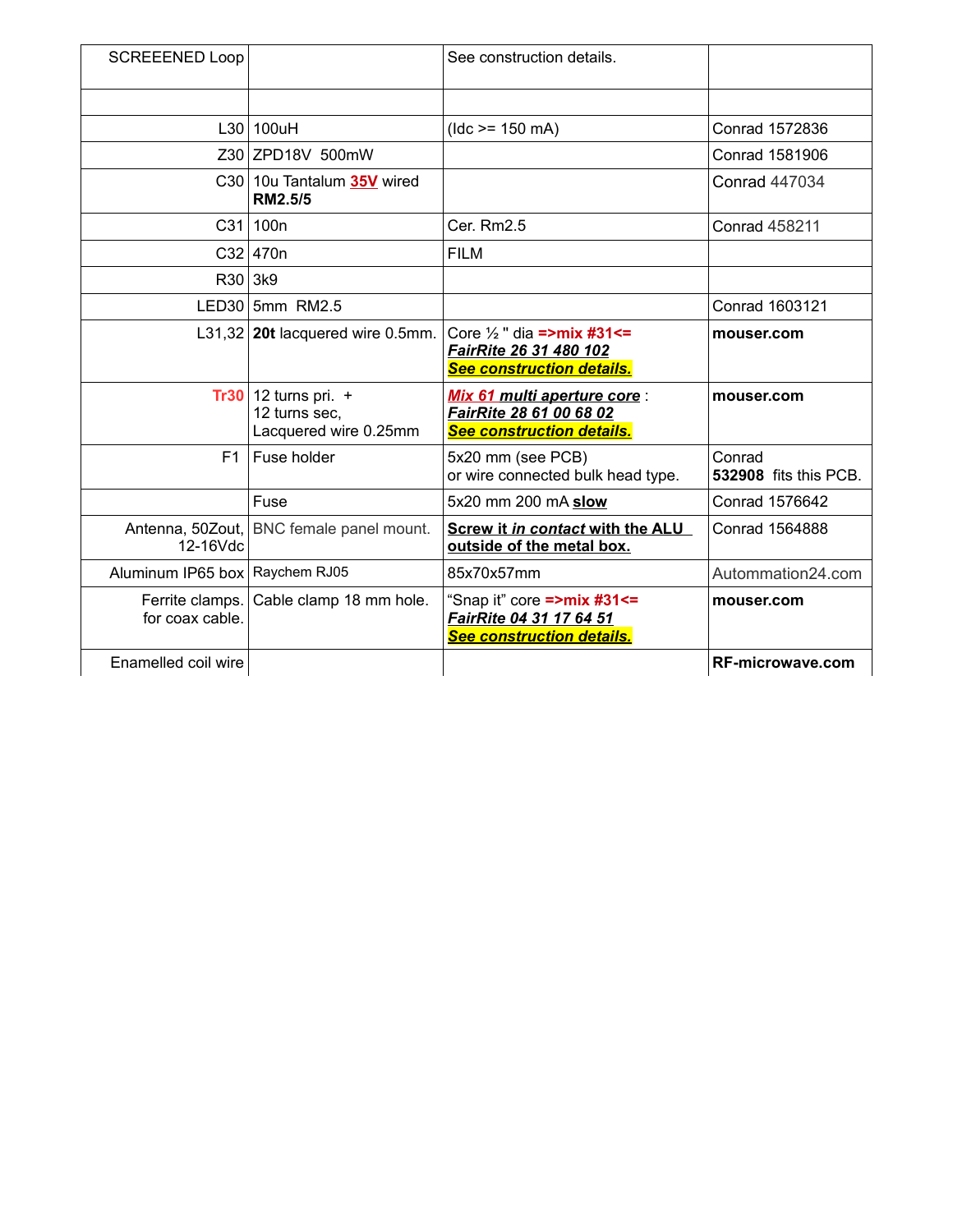| | | | |
|---|---|---|---|
| SCREEENED Loop | | See construction details. | |
| | | | |
| L30 | 100uH | (Idc >= 150 mA) | Conrad 1572836 |
| Z30 | ZPD18V 500mW | | Conrad 1581906 |
| C30 | 10u Tantalum **35V** wired **RM2.5/5** | | Conrad 447034 |
| C31 | 100n | Cer. Rm2.5 | Conrad 458211 |
| C32 | 470n | FILM | |
| R30 | 3k9 | | |
| LED30 | 5mm RM2.5 | | Conrad 1603121 |
| L31,32 | **20t** lacquered wire 0.5mm. | Core ½ " dia **=>mix #31<=** ***FairRite 26 31 480 102*** ***See construction details.*** | **mouser.com** |
| Tr30 | 12 turns pri. + 12 turns sec, Lacquered wire 0.25mm | ***Mix 61 multi aperture core*** : ***FairRite 28 61 00 68 02*** ***See construction details.*** | **mouser.com** |
| F1 | Fuse holder | 5x20 mm (see PCB) or wire connected bulk head type. | Conrad **532908** fits this PCB. |
| | Fuse | 5x20 mm 200 mA **slow** | Conrad 1576642 |
| Antenna, 50Zout, 12-16Vdc | BNC female panel mount. | **Screw it *in contact* with the ALU outside of the metal box.** | Conrad 1564888 |
| Aluminum IP65 box | Raychem RJ05 | 85x70x57mm | Autommation24.com |
| Ferrite clamps. for coax cable. | Cable clamp 18 mm hole. | "Snap it" core **=>mix #31<=** ***FairRite 04 31 17 64 51*** ***See construction details.*** | **mouser.com** |
| Enamelled coil wire | | | **RF-microwave.com** |